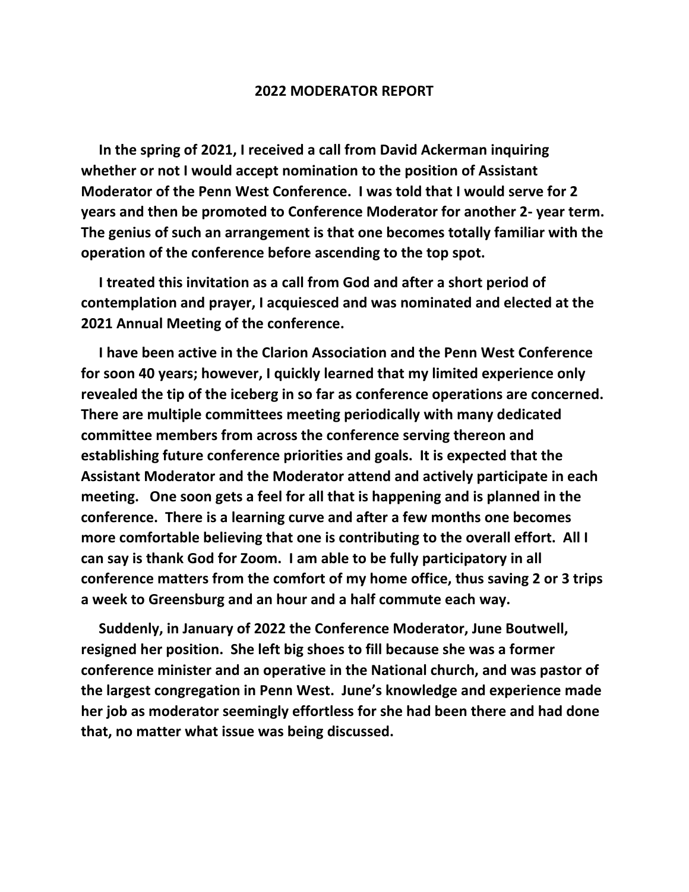# 2022 MODERATOR REPORT

**In the spring of 2021, I received a call from David Ackerman inquiring whether or not I would accept nomination to the position of Assistant Moderator of the Penn West Conference. I was told that I would serve for 2 years and then be promoted to Conference Moderator for another 2- year term. The genius of such an arrangement is that one becomes totally familiar with the operation of the conference before ascending to the top spot.**

**I treated this invitation as a call from God and after a short period of contemplation and prayer, I acquiesced and was nominated and elected at the 2021 Annual Meeting of the conference.**

**I have been active in the Clarion Association and the Penn West Conference for soon 40 years; however, I quickly learned that my limited experience only revealed the tip of the iceberg in so far as conference operations are concerned. There are multiple committees meeting periodically with many dedicated committee members from across the conference serving thereon and establishing future conference priorities and goals. It is expected that the Assistant Moderator and the Moderator attend and actively participate in each meeting. One soon gets a feel for all that is happening and is planned in the conference. There is a learning curve and after a few months one becomes more comfortable believing that one is contributing to the overall effort. All I can say is thank God for Zoom. I am able to be fully participatory in all conference matters from the comfort of my home office, thus saving 2 or 3 trips a week to Greensburg and an hour and a half commute each way.**

**Suddenly, in January of 2022 the Conference Moderator, June Boutwell, resigned her position. She left big shoes to fill because she was a former conference minister and an operative in the National church, and was pastor of the largest congregation in Penn West. June's knowledge and experience made her job as moderator seemingly effortless for she had been there and had done that, no matter what issue was being discussed.**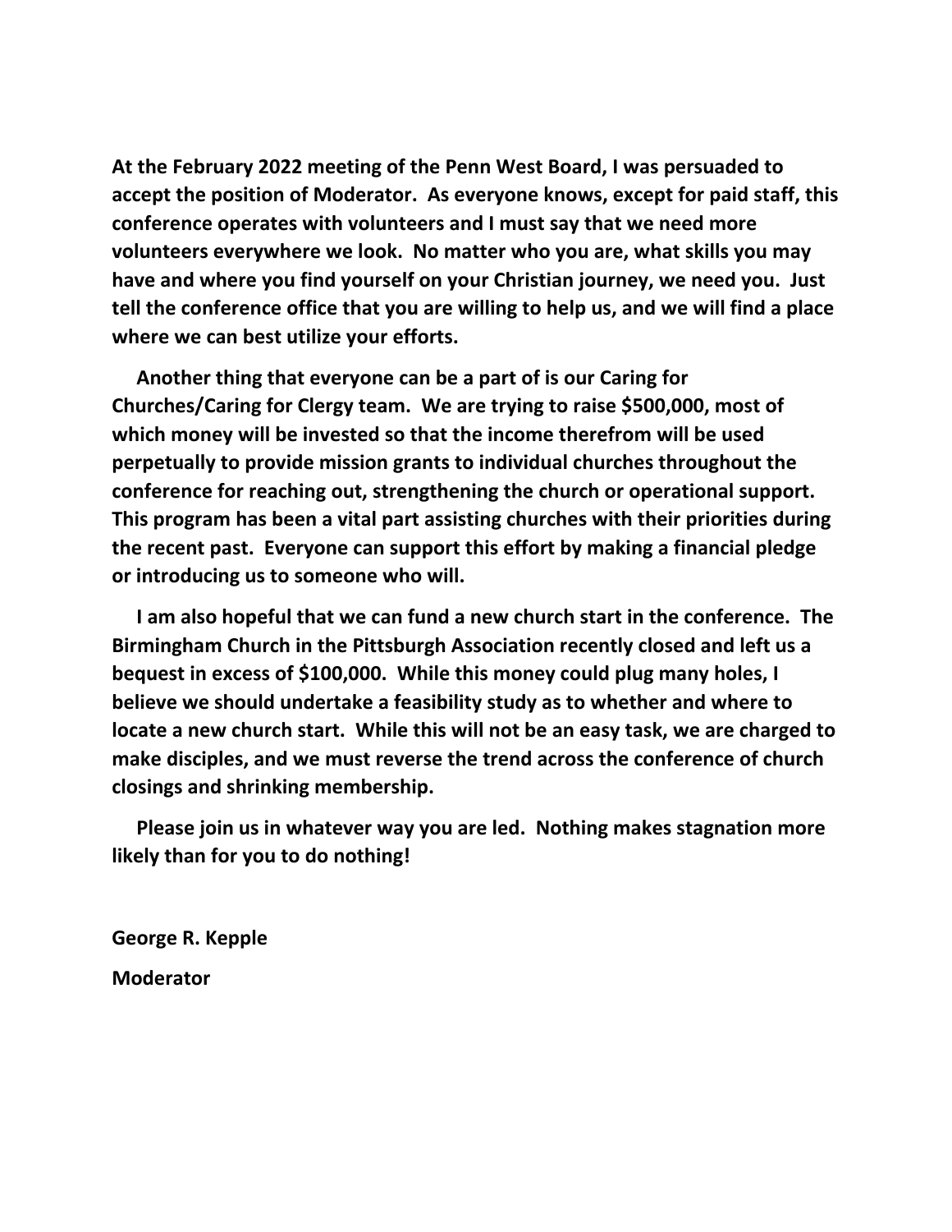**At the February 2022 meeting of the Penn West Board, I was persuaded to accept the position of Moderator. As everyone knows, except for paid staff, this conference operates with volunteers and I must say that we need more volunteers everywhere we look. No matter who you are, what skills you may have and where you find yourself on your Christian journey, we need you. Just tell the conference office that you are willing to help us, and we will find a place where we can best utilize your efforts.**

**Another thing that everyone can be a part of is our Caring for Churches/Caring for Clergy team. We are trying to raise $500,000, most of which money will be invested so that the income therefrom will be used perpetually to provide mission grants to individual churches throughout the conference for reaching out, strengthening the church or operational support. This program has been a vital part assisting churches with their priorities during the recent past. Everyone can support this effort by making a financial pledge or introducing us to someone who will.**

**I am also hopeful that we can fund a new church start in the conference. The Birmingham Church in the Pittsburgh Association recently closed and left us a bequest in excess of $100,000. While this money could plug many holes, I believe we should undertake a feasibility study as to whether and where to locate a new church start. While this will not be an easy task, we are charged to make disciples, and we must reverse the trend across the conference of church closings and shrinking membership.**

**Please join us in whatever way you are led. Nothing makes stagnation more likely than for you to do nothing!**

**George R. Kepple**

**Moderator**